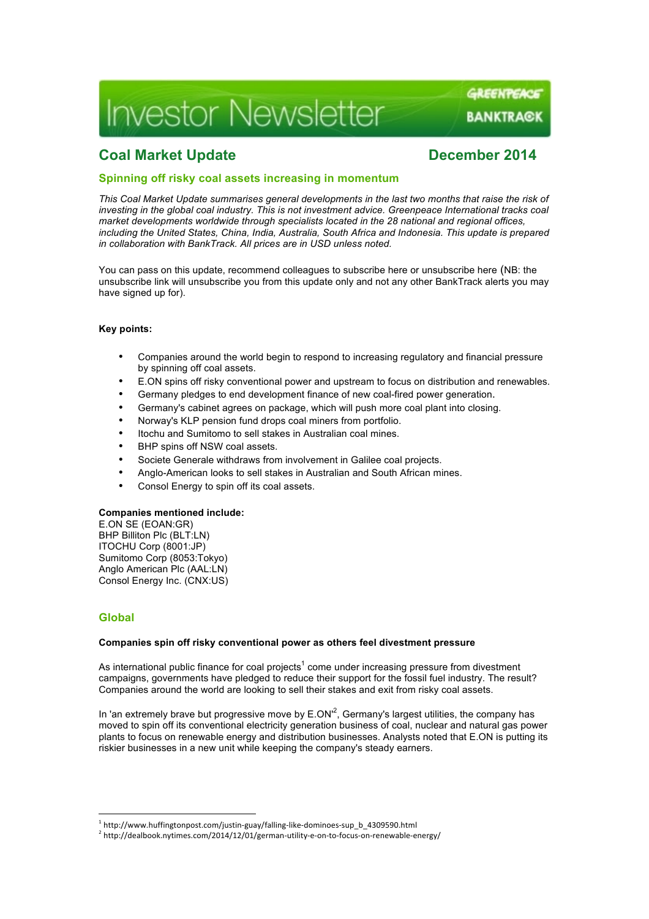# Investor Newsletter

GREENPEACE BANKTRACK

## Coal Market Update — December 2014

### Spinning off risky coal assets increasing in momentum

*This Coal Market Update summarises general developments in the last two months that raise the risk of investing in the global coal industry. This is not investment advice. Greenpeace International tracks coal market developments worldwide through specialists located in the 28 national and regional offices, including the United States, China, India, Australia, South Africa and Indonesia. This update is prepared in collaboration with BankTrack. All prices are in USD unless noted.*

You can pass on this update, recommend colleagues to subscribe here or unsubscribe here (NB: the unsubscribe link will unsubscribe you from this update only and not any other BankTrack alerts you may have signed up for).

**Key points:**

- Companies around the world begin to respond to increasing regulatory and financial pressure by spinning off coal assets.
- E.ON spins off risky conventional power and upstream to focus on distribution and renewables.
- Germany pledges to end development finance of new coal-fired power generation.
- Germany's cabinet agrees on package, which will push more coal plant into closing.
- Norway's KLP pension fund drops coal miners from portfolio.
- Itochu and Sumitomo to sell stakes in Australian coal mines.
- BHP spins off NSW coal assets.
- Societe Generale withdraws from involvement in Galilee coal projects.
- Anglo-American looks to sell stakes in Australian and South African mines.
- Consol Energy to spin off its coal assets.

**Companies mentioned include:**
E.ON SE (EOAN:GR)
BHP Billiton Plc (BLT:LN)
ITOCHU Corp (8001:JP)
Sumitomo Corp (8053:Tokyo)
Anglo American Plc (AAL:LN)
Consol Energy Inc. (CNX:US)

## Global

**Companies spin off risky conventional power as others feel divestment pressure**

As international public finance for coal projects[1] come under increasing pressure from divestment campaigns, governments have pledged to reduce their support for the fossil fuel industry. The result? Companies around the world are looking to sell their stakes and exit from risky coal assets.

In 'an extremely brave but progressive move by E.ON'[2], Germany's largest utilities, the company has moved to spin off its conventional electricity generation business of coal, nuclear and natural gas power plants to focus on renewable energy and distribution businesses. Analysts noted that E.ON is putting its riskier businesses in a new unit while keeping the company's steady earners.

[1] http://www.huffingtonpost.com/justin-guay/falling-like-dominoes-sup_b_4309590.html
[2] http://dealbook.nytimes.com/2014/12/01/german-utility-e-on-to-focus-on-renewable-energy/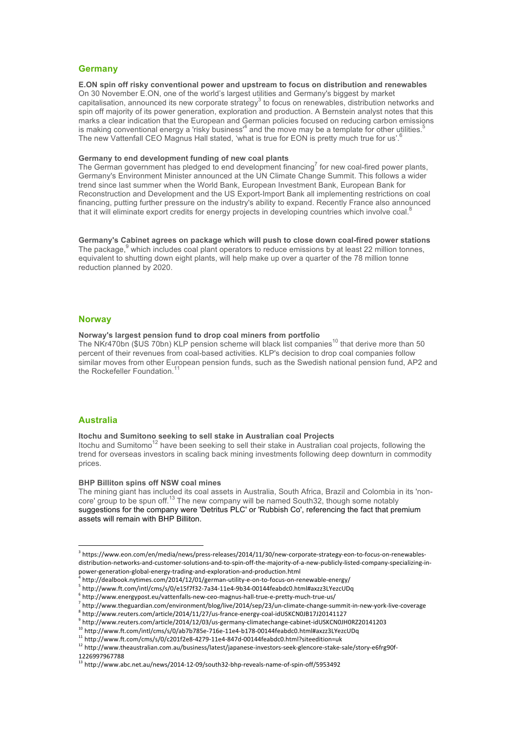## Germany

**E.ON spin off risky conventional power and upstream to focus on distribution and renewables**
On 30 November E.ON, one of the world's largest utilities and Germany's biggest by market capitalisation, announced its new corporate strategy[3] to focus on renewables, distribution networks and spin off majority of its power generation, exploration and production. A Bernstein analyst notes that this marks a clear indication that the European and German policies focused on reducing carbon emissions is making conventional energy a 'risky business'[4] and the move may be a template for other utilities.[5] The new Vattenfall CEO Magnus Hall stated, 'what is true for EON is pretty much true for us'.[6]

**Germany to end development funding of new coal plants**
The German government has pledged to end development financing[7] for new coal-fired power plants, Germany's Environment Minister announced at the UN Climate Change Summit. This follows a wider trend since last summer when the World Bank, European Investment Bank, European Bank for Reconstruction and Development and the US Export-Import Bank all implementing restrictions on coal financing, putting further pressure on the industry's ability to expand. Recently France also announced that it will eliminate export credits for energy projects in developing countries which involve coal.[8]

**Germany's Cabinet agrees on package which will push to close down coal-fired power stations**
The package,[9] which includes coal plant operators to reduce emissions by at least 22 million tonnes, equivalent to shutting down eight plants, will help make up over a quarter of the 78 million tonne reduction planned by 2020.

## Norway

**Norway's largest pension fund to drop coal miners from portfolio**
The NKr470bn ($US 70bn) KLP pension scheme will black list companies[10] that derive more than 50 percent of their revenues from coal-based activities. KLP's decision to drop coal companies follow similar moves from other European pension funds, such as the Swedish national pension fund, AP2 and the Rockefeller Foundation.[11]

## Australia

**Itochu and Sumitono seeking to sell stake in Australian coal Projects**
Itochu and Sumitomo[12] have been seeking to sell their stake in Australian coal projects, following the trend for overseas investors in scaling back mining investments following deep downturn in commodity prices.

**BHP Billiton spins off NSW coal mines**
The mining giant has included its coal assets in Australia, South Africa, Brazil and Colombia in its 'non-core' group to be spun off.[13] The new company will be named South32, though some notably suggestions for the company were 'Detritus PLC' or 'Rubbish Co', referencing the fact that premium assets will remain with BHP Billiton.

---

[3] https://www.eon.com/en/media/news/press-releases/2014/11/30/new-corporate-strategy-eon-to-focus-on-renewables-distribution-networks-and-customer-solutions-and-to-spin-off-the-majority-of-a-new-publicly-listed-company-specializing-in-power-generation-global-energy-trading-and-exploration-and-production.html
[4] http://dealbook.nytimes.com/2014/12/01/german-utility-e-on-to-focus-on-renewable-energy/
[5] http://www.ft.com/intl/cms/s/0/e15f7f32-7a34-11e4-9b34-00144feabdc0.html#axzz3LYezcUDq
[6] http://www.energypost.eu/vattenfalls-new-ceo-magnus-hall-true-e-pretty-much-true-us/
[7] http://www.theguardian.com/environment/blog/live/2014/sep/23/un-climate-change-summit-in-new-york-live-coverage
[8] http://www.reuters.com/article/2014/11/27/us-france-energy-coal-idUSKCN0JB17J20141127
[9] http://www.reuters.com/article/2014/12/03/us-germany-climatechange-cabinet-idUSKCN0JH0RZ20141203
[10] http://www.ft.com/intl/cms/s/0/ab7b785e-716e-11e4-b178-00144feabdc0.html#axzz3LYezcUDq
[11] http://www.ft.com/cms/s/0/c201f2e8-4279-11e4-847d-00144feabdc0.html?siteedition=uk
[12] http://www.theaustralian.com.au/business/latest/japanese-investors-seek-glencore-stake-sale/story-e6frg90f-1226997967788
[13] http://www.abc.net.au/news/2014-12-09/south32-bhp-reveals-name-of-spin-off/5953492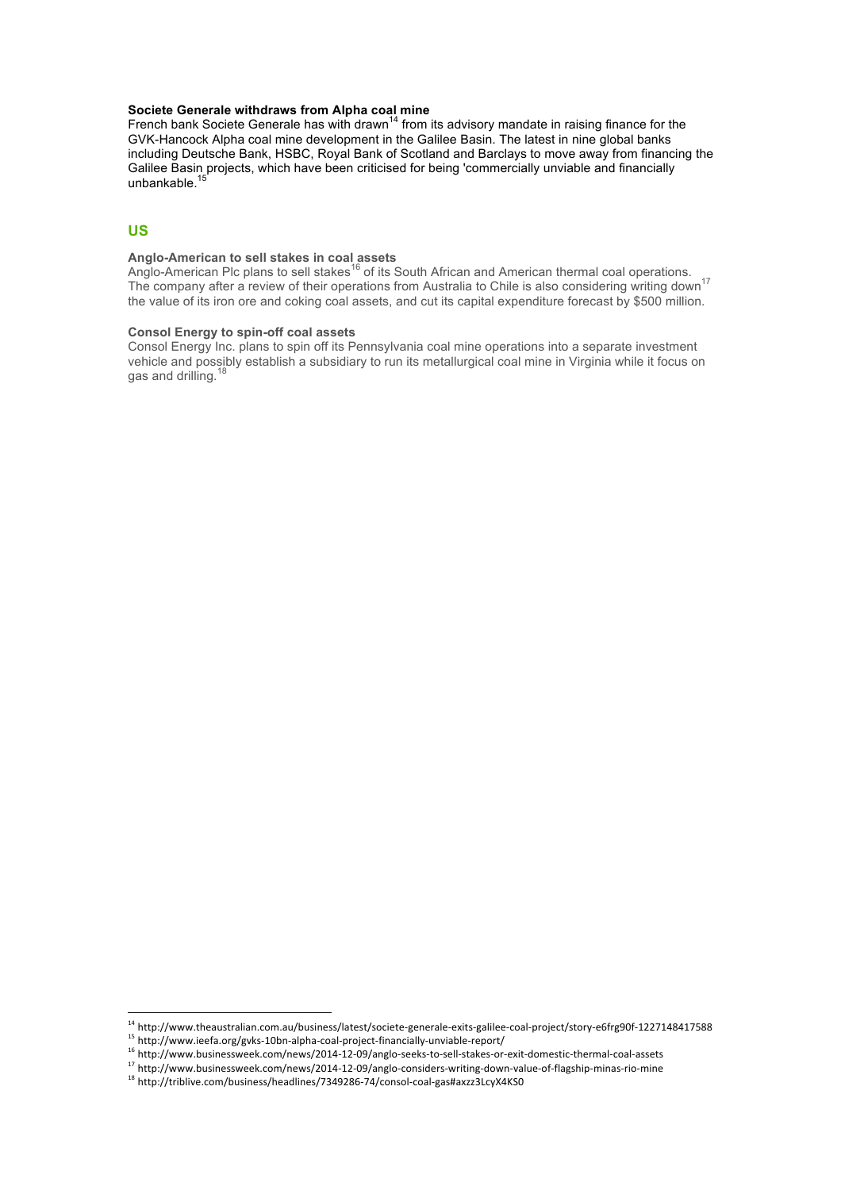**Societe Generale withdraws from Alpha coal mine**

French bank Societe Generale has with drawn[14] from its advisory mandate in raising finance for the GVK-Hancock Alpha coal mine development in the Galilee Basin. The latest in nine global banks including Deutsche Bank, HSBC, Royal Bank of Scotland and Barclays to move away from financing the Galilee Basin projects, which have been criticised for being 'commercially unviable and financially unbankable.[15]

## US

**Anglo-American to sell stakes in coal assets**

Anglo-American Plc plans to sell stakes[16] of its South African and American thermal coal operations. The company after a review of their operations from Australia to Chile is also considering writing down[17] the value of its iron ore and coking coal assets, and cut its capital expenditure forecast by $500 million.

**Consol Energy to spin-off coal assets**

Consol Energy Inc. plans to spin off its Pennsylvania coal mine operations into a separate investment vehicle and possibly establish a subsidiary to run its metallurgical coal mine in Virginia while it focus on gas and drilling.[18]

---

[14] http://www.theaustralian.com.au/business/latest/societe-generale-exits-galilee-coal-project/story-e6frg90f-1227148417588

[15] http://www.ieefa.org/gvks-10bn-alpha-coal-project-financially-unviable-report/

[16] http://www.businessweek.com/news/2014-12-09/anglo-seeks-to-sell-stakes-or-exit-domestic-thermal-coal-assets

[17] http://www.businessweek.com/news/2014-12-09/anglo-considers-writing-down-value-of-flagship-minas-rio-mine

[18] http://triblive.com/business/headlines/7349286-74/consol-coal-gas#axzz3LcyX4KS0